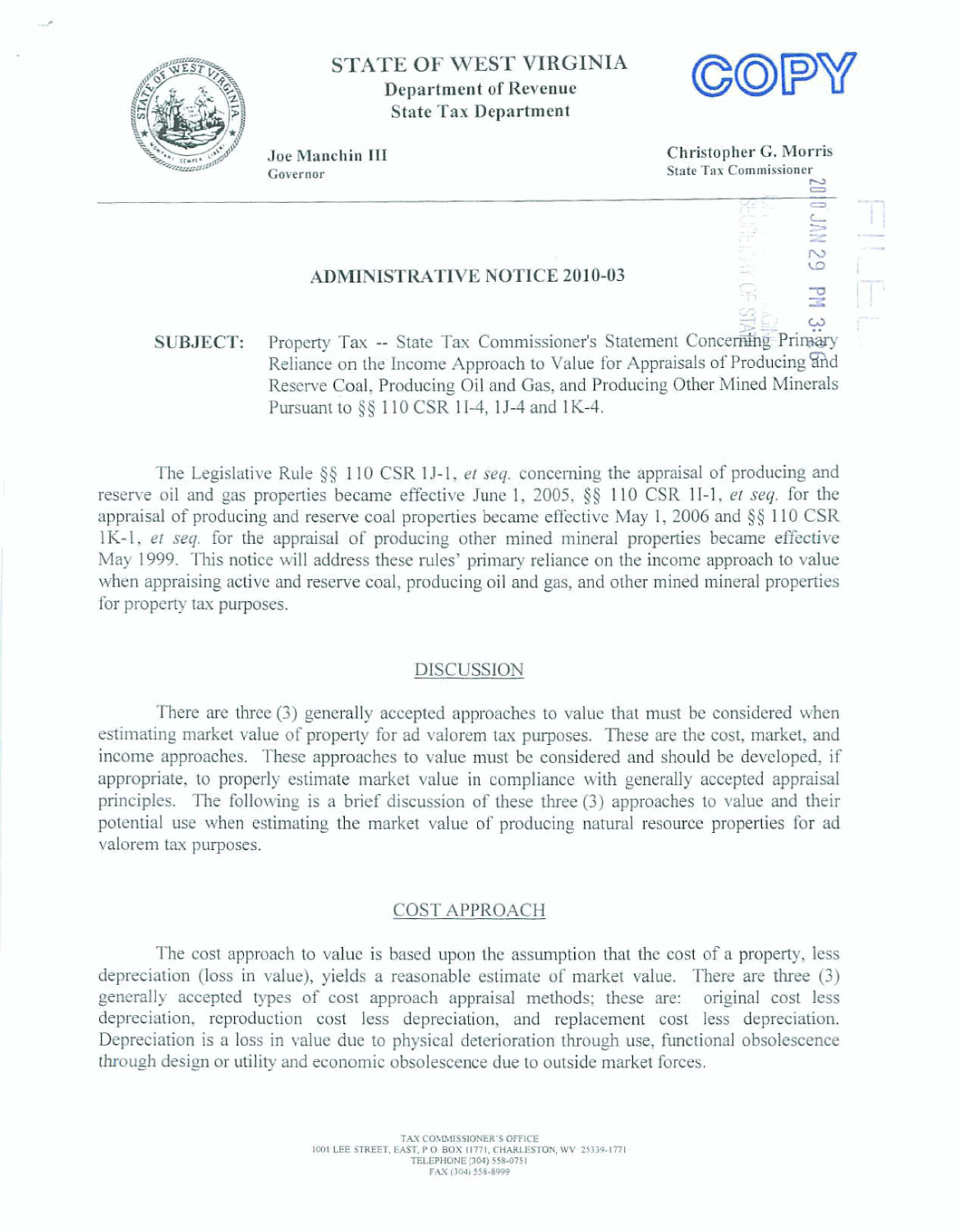STATE OF WEST VIRGINIA

Department of Revenue

State Tax Department

COPY

Joe Manchin III
Governor

Christopher G. Morris
State Tax Commissioner

## ADMINISTRATIVE NOTICE 2010-03

**SUBJECT:** Property Tax -- State Tax Commissioner's Statement Concerning Primary Reliance on the Income Approach to Value for Appraisals of Producing and Reserve Coal, Producing Oil and Gas, and Producing Other Mined Minerals Pursuant to §§ 110 CSR 1I-4, 1J-4 and 1K-4.

The Legislative Rule §§ 110 CSR 1J-1, *et seq.* concerning the appraisal of producing and reserve oil and gas properties became effective June 1, 2005, §§ 110 CSR 1I-1, *et seq.* for the appraisal of producing and reserve coal properties became effective May 1, 2006 and §§ 110 CSR 1K-1, *et seq.* for the appraisal of producing other mined mineral properties became effective May 1999. This notice will address these rules' primary reliance on the income approach to value when appraising active and reserve coal, producing oil and gas, and other mined mineral properties for property tax purposes.

### DISCUSSION

There are three (3) generally accepted approaches to value that must be considered when estimating market value of property for ad valorem tax purposes. These are the cost, market, and income approaches. These approaches to value must be considered and should be developed, if appropriate, to properly estimate market value in compliance with generally accepted appraisal principles. The following is a brief discussion of these three (3) approaches to value and their potential use when estimating the market value of producing natural resource properties for ad valorem tax purposes.

### COST APPROACH

The cost approach to value is based upon the assumption that the cost of a property, less depreciation (loss in value), yields a reasonable estimate of market value. There are three (3) generally accepted types of cost approach appraisal methods; these are: original cost less depreciation, reproduction cost less depreciation, and replacement cost less depreciation. Depreciation is a loss in value due to physical deterioration through use, functional obsolescence through design or utility and economic obsolescence due to outside market forces.

TAX COMMISSIONER'S OFFICE
1001 LEE STREET, EAST, P.O. BOX 11771, CHARLESTON, WV 25339-1771
TELEPHONE (304) 558-0751
FAX (304) 558-8999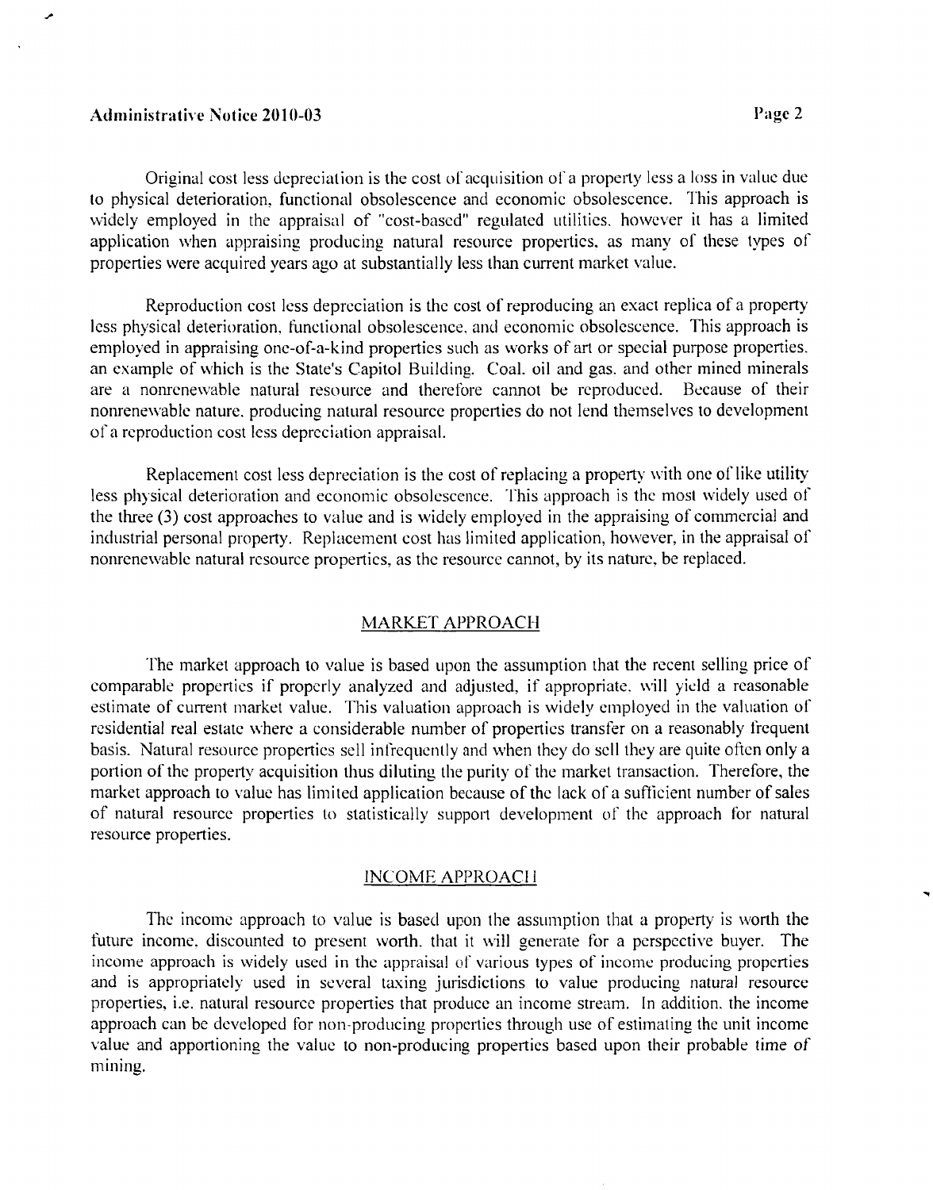Original cost less depreciation is the cost of acquisition of a property less a loss in value due to physical deterioration, functional obsolescence and economic obsolescence. This approach is widely employed in the appraisal of "cost-based" regulated utilities, however it has a limited application when appraising producing natural resource properties, as many of these types of properties were acquired years ago at substantially less than current market value.

Reproduction cost less depreciation is the cost of reproducing an exact replica of a property less physical deterioration, functional obsolescence, and economic obsolescence. This approach is employed in appraising one-of-a-kind properties such as works of art or special purpose properties, an example of which is the State's Capitol Building. Coal, oil and gas, and other mined minerals are a nonrenewable natural resource and therefore cannot be reproduced. Because of their nonrenewable nature, producing natural resource properties do not lend themselves to development of a reproduction cost less depreciation appraisal.

Replacement cost less depreciation is the cost of replacing a property with one of like utility less physical deterioration and economic obsolescence. This approach is the most widely used of the three (3) cost approaches to value and is widely employed in the appraising of commercial and industrial personal property. Replacement cost has limited application, however, in the appraisal of nonrenewable natural resource properties, as the resource cannot, by its nature, be replaced.

## MARKET APPROACH

The market approach to value is based upon the assumption that the recent selling price of comparable properties if properly analyzed and adjusted, if appropriate, will yield a reasonable estimate of current market value. This valuation approach is widely employed in the valuation of residential real estate where a considerable number of properties transfer on a reasonably frequent basis. Natural resource properties sell infrequently and when they do sell they are quite often only a portion of the property acquisition thus diluting the purity of the market transaction. Therefore, the market approach to value has limited application because of the lack of a sufficient number of sales of natural resource properties to statistically support development of the approach for natural resource properties.

## INCOME APPROACH

The income approach to value is based upon the assumption that a property is worth the future income, discounted to present worth, that it will generate for a perspective buyer. The income approach is widely used in the appraisal of various types of income producing properties and is appropriately used in several taxing jurisdictions to value producing natural resource properties, i.e. natural resource properties that produce an income stream. In addition, the income approach can be developed for non-producing properties through use of estimating the unit income value and apportioning the value to non-producing properties based upon their probable time of mining.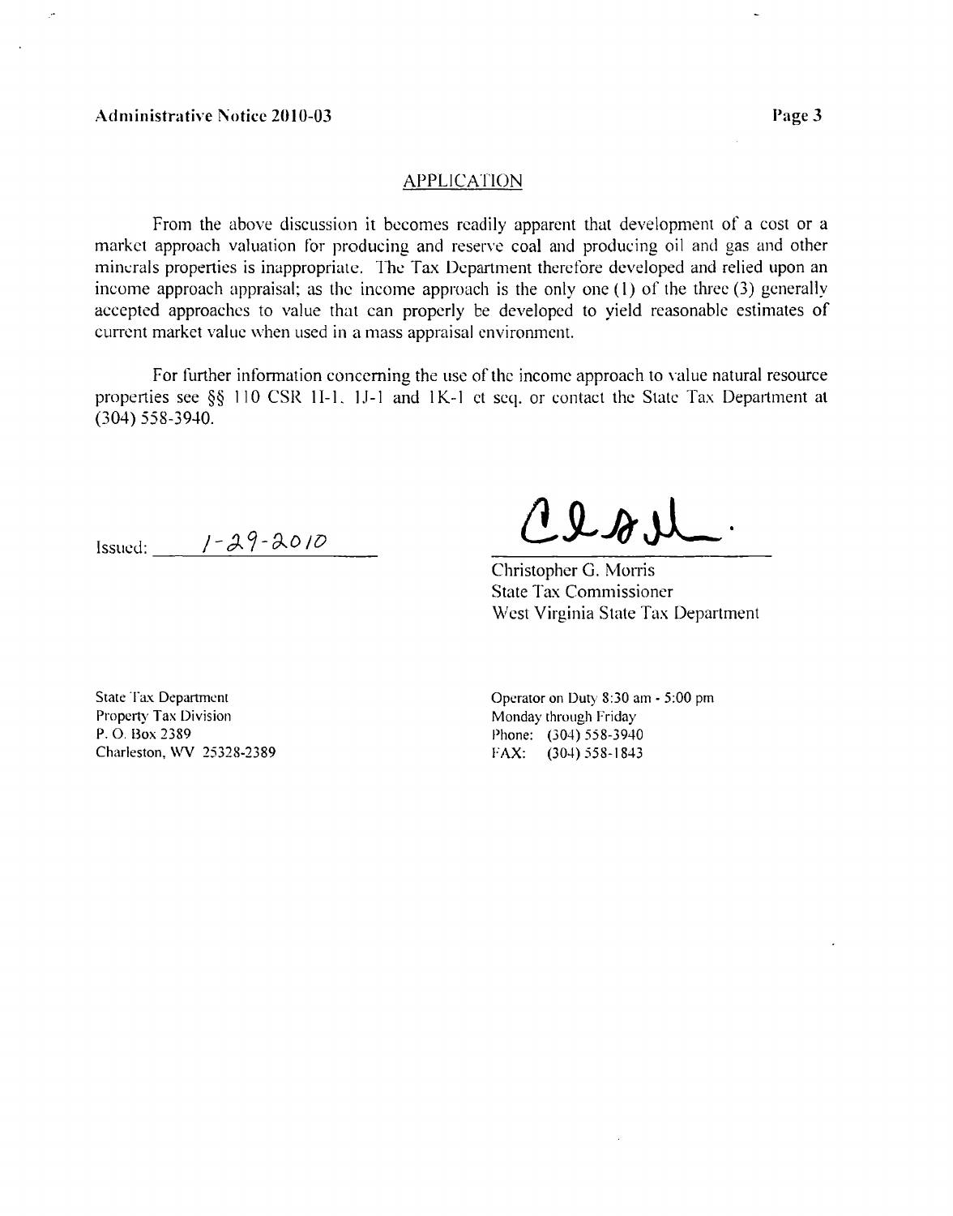## APPLICATION

From the above discussion it becomes readily apparent that development of a cost or a market approach valuation for producing and reserve coal and producing oil and gas and other minerals properties is inappropriate. The Tax Department therefore developed and relied upon an income approach appraisal; as the income approach is the only one (1) of the three (3) generally accepted approaches to value that can properly be developed to yield reasonable estimates of current market value when used in a mass appraisal environment.

For further information concerning the use of the income approach to value natural resource properties see §§ 110 CSR 1I-1, 1J-1 and 1K-1 et seq. or contact the State Tax Department at (304) 558-3940.

Issued: 1-29-2010

Christopher G. Morris
State Tax Commissioner
West Virginia State Tax Department

State Tax Department
Property Tax Division
P. O. Box 2389
Charleston, WV 25328-2389

Operator on Duty 8:30 am - 5:00 pm
Monday through Friday
Phone: (304) 558-3940
FAX: (304) 558-1843